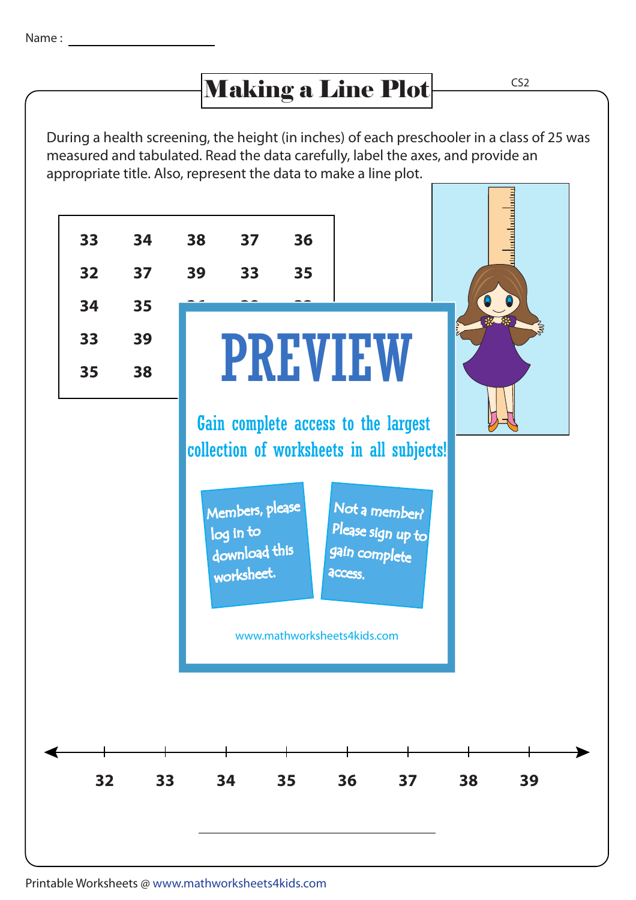Name : ____________________

# Making a Line Plot

CS2

During a health screening, the height (in inches) of each preschooler in a class of 25 was measured and tabulated. Read the data carefully, label the axes, and provide an appropriate title. Also, represent the data to make a line plot.

| | | | | |
|---|---|---|---|---|
| **33** | **34** | **38** | **37** | **36** |
| **32** | **37** | **39** | **33** | **35** |
| **34** | **35** | | | |
| **33** | **39** | | | |
| **35** | **38** | | | |

PREVIEW

Gain complete access to the largest collection of worksheets in all subjects!

Members, please log in to download this worksheet.

Not a member? Please sign up to gain complete access.

www.mathworksheets4kids.com

**32** **33** **34** **35** **36** **37** **38** **39**

____________________

Printable Worksheets @ www.mathworksheets4kids.com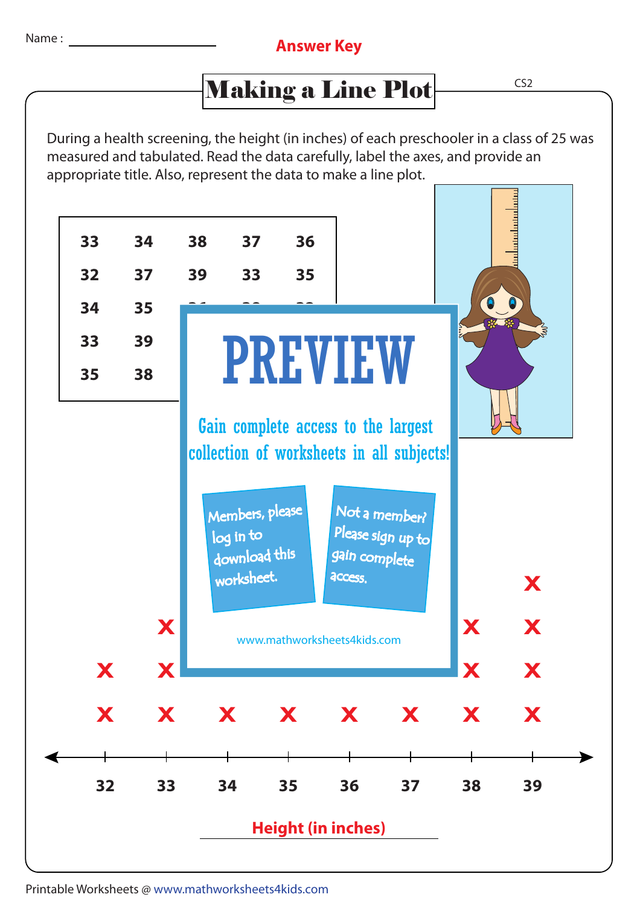Name : ____________________

**Answer Key**

# Making a Line Plot

CS2

During a health screening, the height (in inches) of each preschooler in a class of 25 was measured and tabulated. Read the data carefully, label the axes, and provide an appropriate title. Also, represent the data to make a line plot.

| | | | | |
|---|---|---|---|---|
| 33 | 34 | 38 | 37 | 36 |
| 32 | 37 | 39 | 33 | 35 |
| 34 | 35 | | | |
| 33 | 39 | | | |
| 35 | 38 | | | |

PREVIEW

Gain complete access to the largest collection of worksheets in all subjects!

Members, please log in to download this worksheet.

Not a member? Please sign up to gain complete access.

www.mathworksheets4kids.com

32 33 34 35 36 37 38 39

**Height (in inches)**

Printable Worksheets @ www.mathworksheets4kids.com